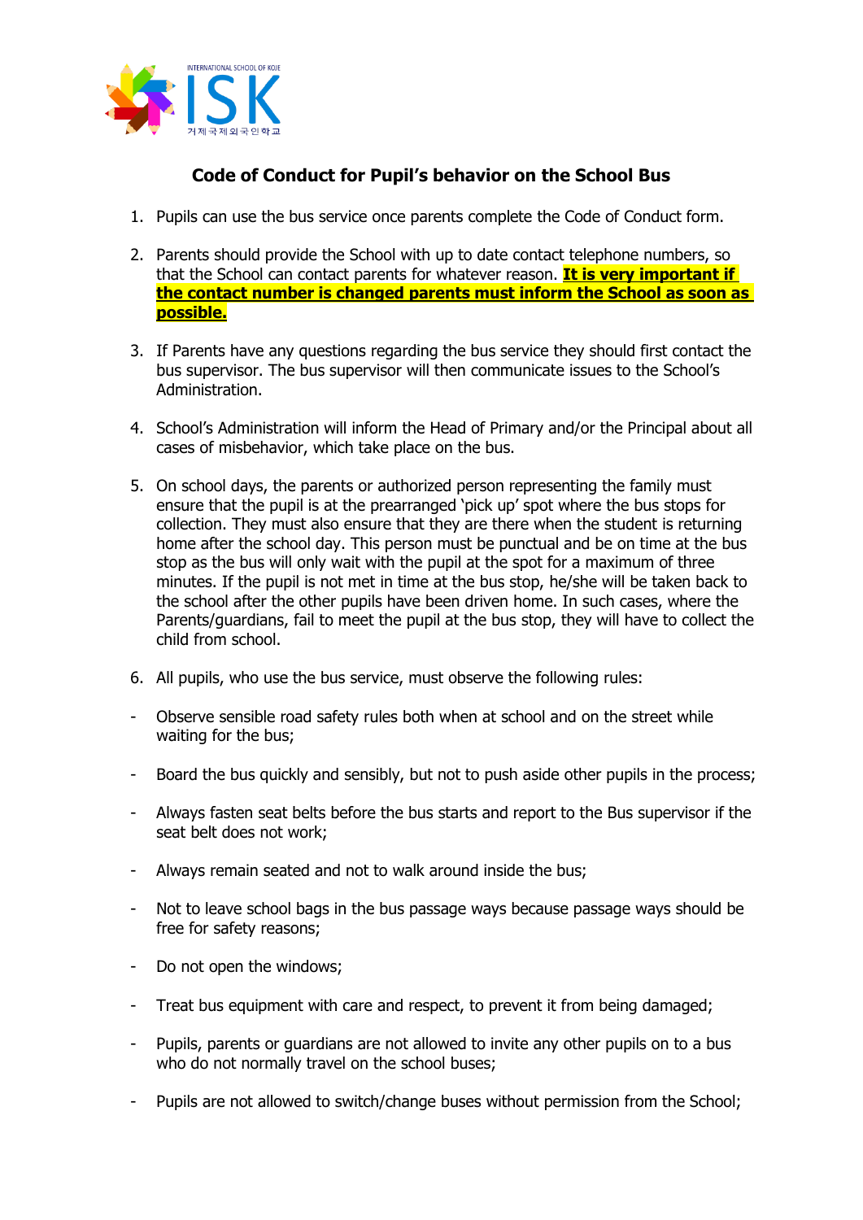INTERNATIONAL SCHOOL OF KOJE

ISK

거제국제외국인학교

## Code of Conduct for Pupil's behavior on the School Bus

1. Pupils can use the bus service once parents complete the Code of Conduct form.

2. Parents should provide the School with up to date contact telephone numbers, so that the School can contact parents for whatever reason. **It is very important if the contact number is changed parents must inform the School as soon as possible.**

3. If Parents have any questions regarding the bus service they should first contact the bus supervisor. The bus supervisor will then communicate issues to the School's Administration.

4. School's Administration will inform the Head of Primary and/or the Principal about all cases of misbehavior, which take place on the bus.

5. On school days, the parents or authorized person representing the family must ensure that the pupil is at the prearranged 'pick up' spot where the bus stops for collection. They must also ensure that they are there when the student is returning home after the school day. This person must be punctual and be on time at the bus stop as the bus will only wait with the pupil at the spot for a maximum of three minutes. If the pupil is not met in time at the bus stop, he/she will be taken back to the school after the other pupils have been driven home. In such cases, where the Parents/guardians, fail to meet the pupil at the bus stop, they will have to collect the child from school.

6. All pupils, who use the bus service, must observe the following rules:

- Observe sensible road safety rules both when at school and on the street while waiting for the bus;
- Board the bus quickly and sensibly, but not to push aside other pupils in the process;
- Always fasten seat belts before the bus starts and report to the Bus supervisor if the seat belt does not work;
- Always remain seated and not to walk around inside the bus;
- Not to leave school bags in the bus passage ways because passage ways should be free for safety reasons;
- Do not open the windows;
- Treat bus equipment with care and respect, to prevent it from being damaged;
- Pupils, parents or guardians are not allowed to invite any other pupils on to a bus who do not normally travel on the school buses;
- Pupils are not allowed to switch/change buses without permission from the School;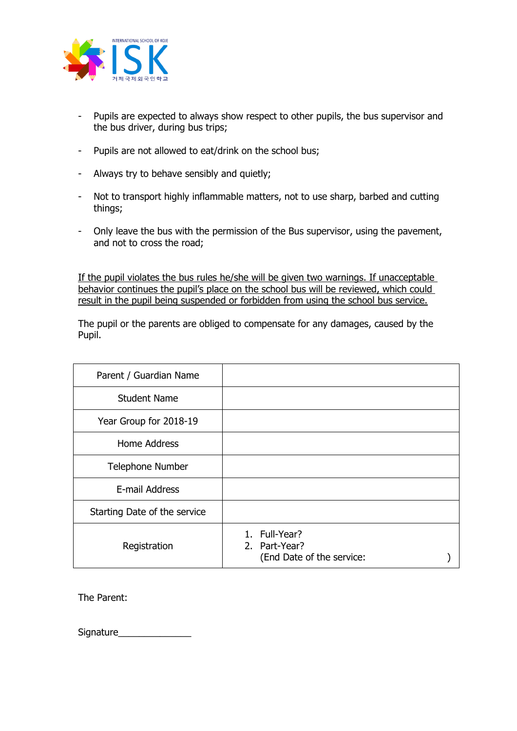- Pupils are expected to always show respect to other pupils, the bus supervisor and the bus driver, during bus trips;
- Pupils are not allowed to eat/drink on the school bus;
- Always try to behave sensibly and quietly;
- Not to transport highly inflammable matters, not to use sharp, barbed and cutting things;
- Only leave the bus with the permission of the Bus supervisor, using the pavement, and not to cross the road;

<u>If the pupil violates the bus rules he/she will be given two warnings. If unacceptable behavior continues the pupil's place on the school bus will be reviewed, which could result in the pupil being suspended or forbidden from using the school bus service.</u>

The pupil or the parents are obliged to compensate for any damages, caused by the Pupil.

| | |
|---|---|
| Parent / Guardian Name | |
| Student Name | |
| Year Group for 2018-19 | |
| Home Address | |
| Telephone Number | |
| E-mail Address | |
| Starting Date of the service | |
| Registration | 1. Full-Year?<br>2. Part-Year?<br>(End Date of the service: ) |

The Parent:

Signature______________